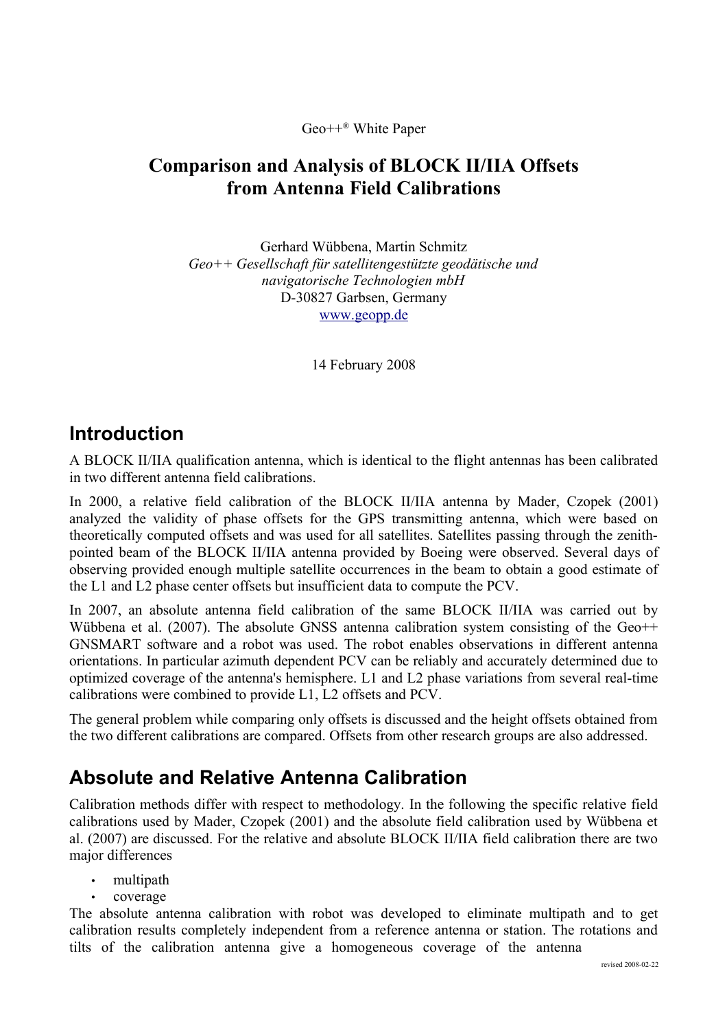Geo++® White Paper

# Comparison and Analysis of BLOCK II/IIA Offsets from Antenna Field Calibrations

Gerhard Wübbena, Martin Schmitz
*Geo++ Gesellschaft für satellitengestützte geodätische und navigatorische Technologien mbH*
D-30827 Garbsen, Germany
www.geopp.de

14 February 2008

## Introduction

A BLOCK II/IIA qualification antenna, which is identical to the flight antennas has been calibrated in two different antenna field calibrations.

In 2000, a relative field calibration of the BLOCK II/IIA antenna by Mader, Czopek (2001) analyzed the validity of phase offsets for the GPS transmitting antenna, which were based on theoretically computed offsets and was used for all satellites. Satellites passing through the zenith-pointed beam of the BLOCK II/IIA antenna provided by Boeing were observed. Several days of observing provided enough multiple satellite occurrences in the beam to obtain a good estimate of the L1 and L2 phase center offsets but insufficient data to compute the PCV.

In 2007, an absolute antenna field calibration of the same BLOCK II/IIA was carried out by Wübbena et al. (2007). The absolute GNSS antenna calibration system consisting of the Geo++ GNSMART software and a robot was used. The robot enables observations in different antenna orientations. In particular azimuth dependent PCV can be reliably and accurately determined due to optimized coverage of the antenna's hemisphere. L1 and L2 phase variations from several real-time calibrations were combined to provide L1, L2 offsets and PCV.

The general problem while comparing only offsets is discussed and the height offsets obtained from the two different calibrations are compared. Offsets from other research groups are also addressed.

## Absolute and Relative Antenna Calibration

Calibration methods differ with respect to methodology. In the following the specific relative field calibrations used by Mader, Czopek (2001) and the absolute field calibration used by Wübbena et al. (2007) are discussed. For the relative and absolute BLOCK II/IIA field calibration there are two major differences

- multipath
- coverage

The absolute antenna calibration with robot was developed to eliminate multipath and to get calibration results completely independent from a reference antenna or station. The rotations and tilts of the calibration antenna give a homogeneous coverage of the antenna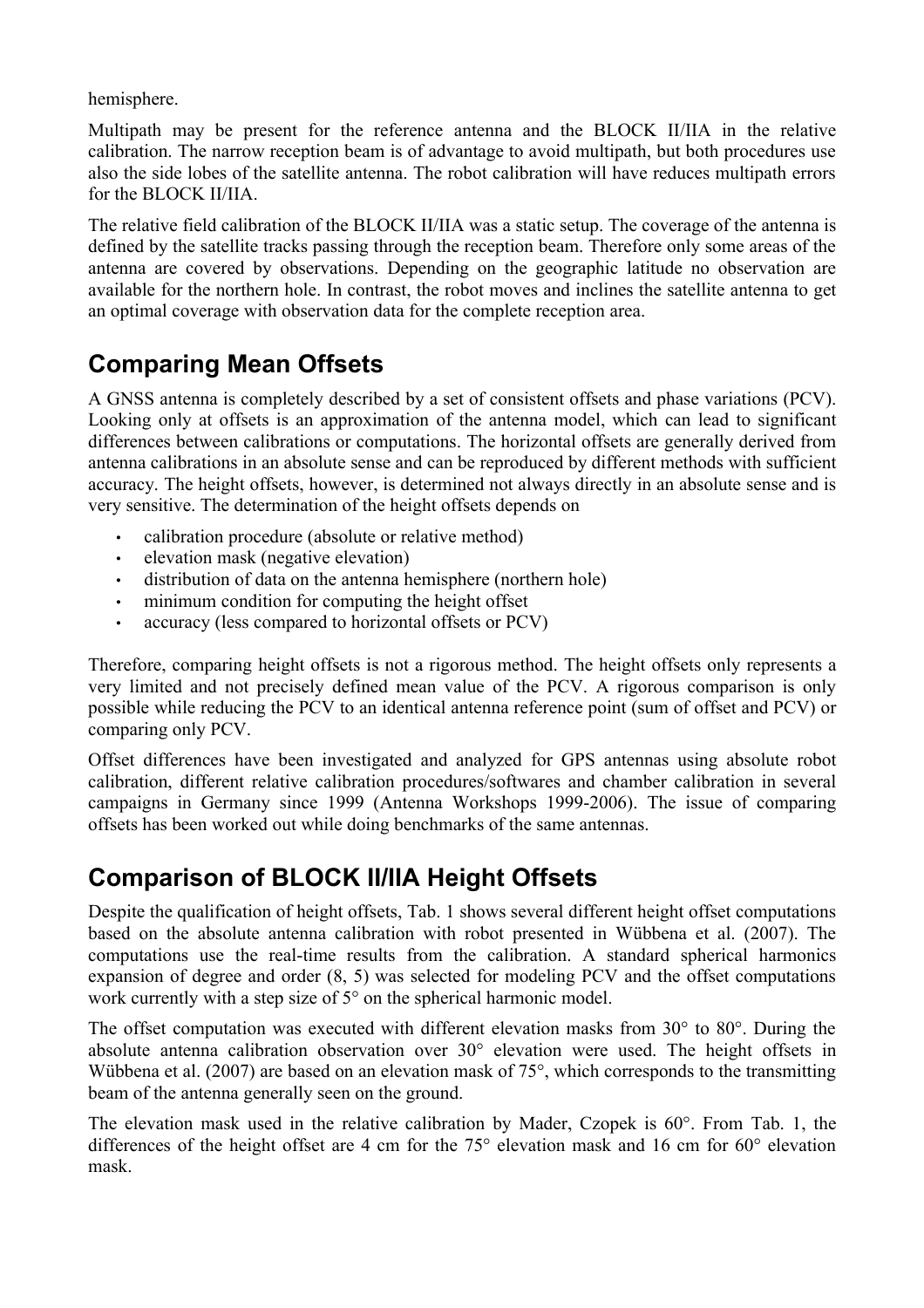hemisphere.

Multipath may be present for the reference antenna and the BLOCK II/IIA in the relative calibration. The narrow reception beam is of advantage to avoid multipath, but both procedures use also the side lobes of the satellite antenna. The robot calibration will have reduces multipath errors for the BLOCK II/IIA.

The relative field calibration of the BLOCK II/IIA was a static setup. The coverage of the antenna is defined by the satellite tracks passing through the reception beam. Therefore only some areas of the antenna are covered by observations. Depending on the geographic latitude no observation are available for the northern hole. In contrast, the robot moves and inclines the satellite antenna to get an optimal coverage with observation data for the complete reception area.

## Comparing Mean Offsets

A GNSS antenna is completely described by a set of consistent offsets and phase variations (PCV). Looking only at offsets is an approximation of the antenna model, which can lead to significant differences between calibrations or computations. The horizontal offsets are generally derived from antenna calibrations in an absolute sense and can be reproduced by different methods with sufficient accuracy. The height offsets, however, is determined not always directly in an absolute sense and is very sensitive. The determination of the height offsets depends on

- calibration procedure (absolute or relative method)
- elevation mask (negative elevation)
- distribution of data on the antenna hemisphere (northern hole)
- minimum condition for computing the height offset
- accuracy (less compared to horizontal offsets or PCV)

Therefore, comparing height offsets is not a rigorous method. The height offsets only represents a very limited and not precisely defined mean value of the PCV. A rigorous comparison is only possible while reducing the PCV to an identical antenna reference point (sum of offset and PCV) or comparing only PCV.

Offset differences have been investigated and analyzed for GPS antennas using absolute robot calibration, different relative calibration procedures/softwares and chamber calibration in several campaigns in Germany since 1999 (Antenna Workshops 1999-2006). The issue of comparing offsets has been worked out while doing benchmarks of the same antennas.

## Comparison of BLOCK II/IIA Height Offsets

Despite the qualification of height offsets, Tab. 1 shows several different height offset computations based on the absolute antenna calibration with robot presented in Wübbena et al. (2007). The computations use the real-time results from the calibration. A standard spherical harmonics expansion of degree and order (8, 5) was selected for modeling PCV and the offset computations work currently with a step size of 5° on the spherical harmonic model.

The offset computation was executed with different elevation masks from 30° to 80°. During the absolute antenna calibration observation over 30° elevation were used. The height offsets in Wübbena et al. (2007) are based on an elevation mask of 75°, which corresponds to the transmitting beam of the antenna generally seen on the ground.

The elevation mask used in the relative calibration by Mader, Czopek is 60°. From Tab. 1, the differences of the height offset are 4 cm for the 75° elevation mask and 16 cm for 60° elevation mask.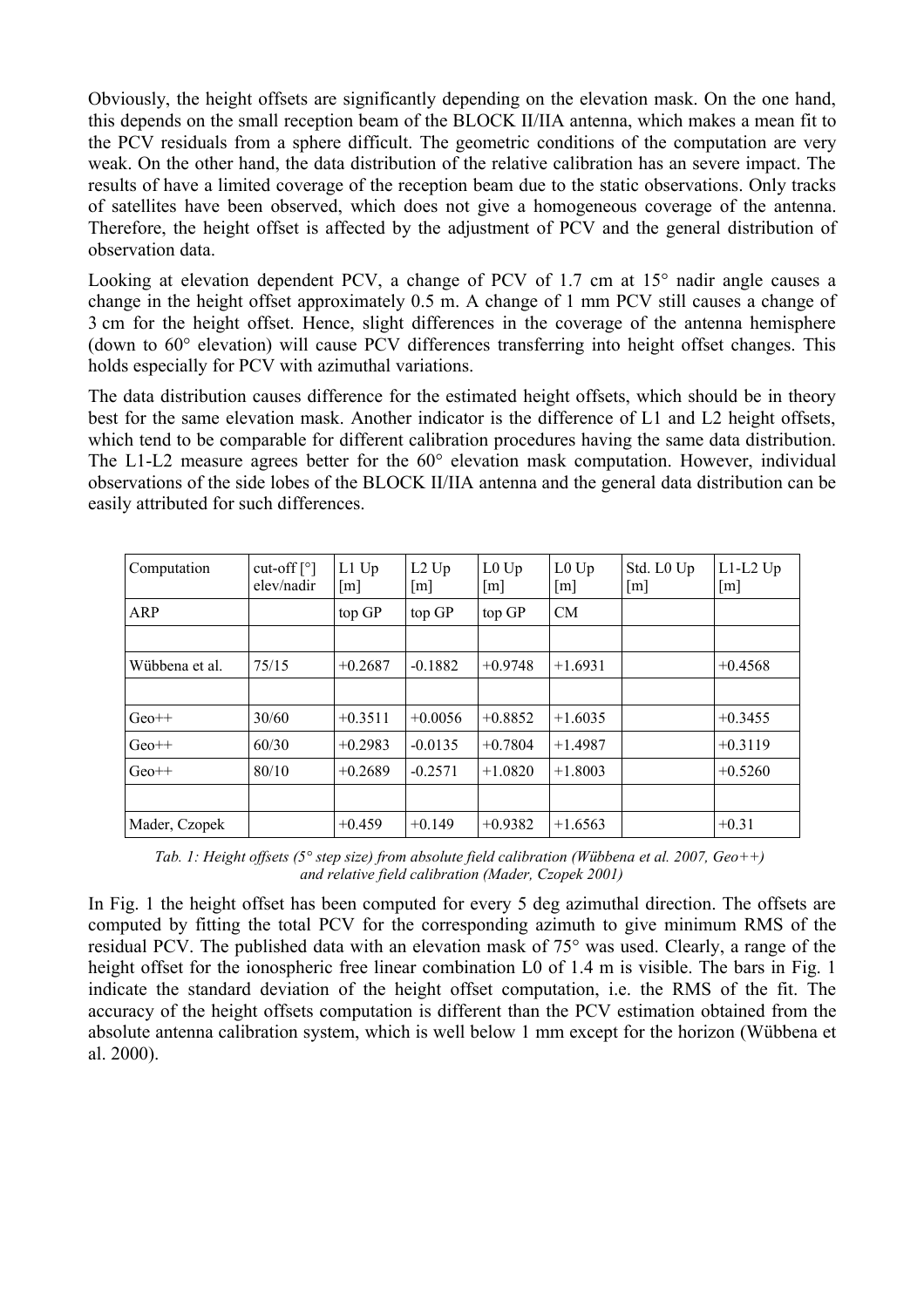Obviously, the height offsets are significantly depending on the elevation mask. On the one hand, this depends on the small reception beam of the BLOCK II/IIA antenna, which makes a mean fit to the PCV residuals from a sphere difficult. The geometric conditions of the computation are very weak. On the other hand, the data distribution of the relative calibration has an severe impact. The results of have a limited coverage of the reception beam due to the static observations. Only tracks of satellites have been observed, which does not give a homogeneous coverage of the antenna. Therefore, the height offset is affected by the adjustment of PCV and the general distribution of observation data.

Looking at elevation dependent PCV, a change of PCV of 1.7 cm at 15° nadir angle causes a change in the height offset approximately 0.5 m. A change of 1 mm PCV still causes a change of 3 cm for the height offset. Hence, slight differences in the coverage of the antenna hemisphere (down to 60° elevation) will cause PCV differences transferring into height offset changes. This holds especially for PCV with azimuthal variations.

The data distribution causes difference for the estimated height offsets, which should be in theory best for the same elevation mask. Another indicator is the difference of L1 and L2 height offsets, which tend to be comparable for different calibration procedures having the same data distribution. The L1-L2 measure agrees better for the 60° elevation mask computation. However, individual observations of the side lobes of the BLOCK II/IIA antenna and the general data distribution can be easily attributed for such differences.

| Computation | cut-off [°] elev/nadir | L1 Up [m] | L2 Up [m] | L0 Up [m] | L0 Up [m] | Std. L0 Up [m] | L1-L2 Up [m] |
|---|---|---|---|---|---|---|---|
| ARP | | top GP | top GP | top GP | CM | | |
| | | | | | | | |
| Wübbena et al. | 75/15 | +0.2687 | -0.1882 | +0.9748 | +1.6931 | | +0.4568 |
| | | | | | | | |
| Geo++ | 30/60 | +0.3511 | +0.0056 | +0.8852 | +1.6035 | | +0.3455 |
| Geo++ | 60/30 | +0.2983 | -0.0135 | +0.7804 | +1.4987 | | +0.3119 |
| Geo++ | 80/10 | +0.2689 | -0.2571 | +1.0820 | +1.8003 | | +0.5260 |
| | | | | | | | |
| Mader, Czopek | | +0.459 | +0.149 | +0.9382 | +1.6563 | | +0.31 |

*Tab. 1: Height offsets (5° step size) from absolute field calibration (Wübbena et al. 2007, Geo++) and relative field calibration (Mader, Czopek 2001)*

In Fig. 1 the height offset has been computed for every 5 deg azimuthal direction. The offsets are computed by fitting the total PCV for the corresponding azimuth to give minimum RMS of the residual PCV. The published data with an elevation mask of 75° was used. Clearly, a range of the height offset for the ionospheric free linear combination L0 of 1.4 m is visible. The bars in Fig. 1 indicate the standard deviation of the height offset computation, i.e. the RMS of the fit. The accuracy of the height offsets computation is different than the PCV estimation obtained from the absolute antenna calibration system, which is well below 1 mm except for the horizon (Wübbena et al. 2000).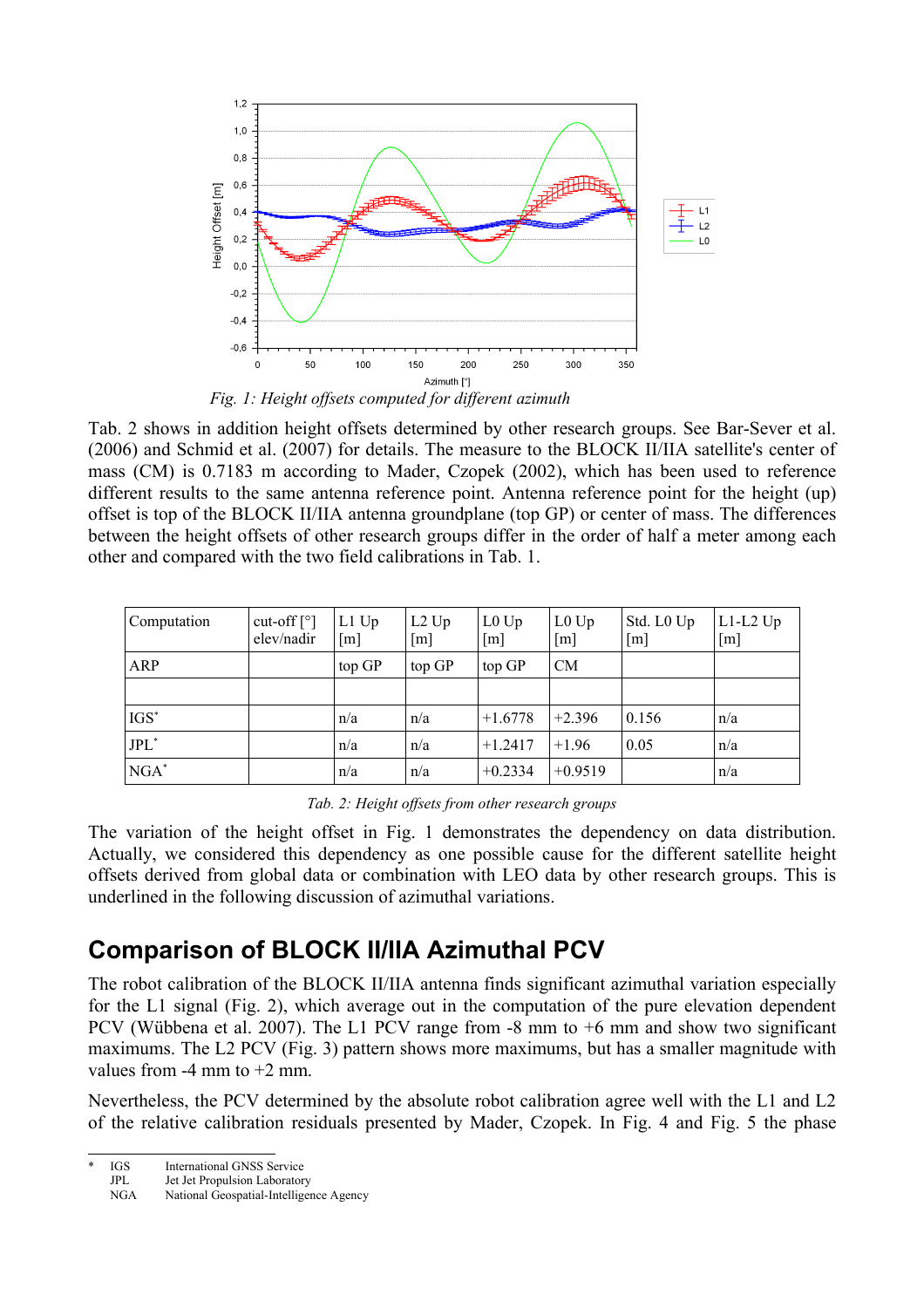*Fig. 1: Height offsets computed for different azimuth*

Tab. 2 shows in addition height offsets determined by other research groups. See Bar-Sever et al. (2006) and Schmid et al. (2007) for details. The measure to the BLOCK II/IIA satellite's center of mass (CM) is 0.7183 m according to Mader, Czopek (2002), which has been used to reference different results to the same antenna reference point. Antenna reference point for the height (up) offset is top of the BLOCK II/IIA antenna groundplane (top GP) or center of mass. The differences between the height offsets of other research groups differ in the order of half a meter among each other and compared with the two field calibrations in Tab. 1.

| Computation | cut-off [°] elev/nadir | L1 Up [m] | L2 Up [m] | L0 Up [m] | L0 Up [m] | Std. L0 Up [m] | L1-L2 Up [m] |
|---|---|---|---|---|---|---|---|
| ARP | | top GP | top GP | top GP | CM | | |
| | | | | | | | |
| IGS* | | n/a | n/a | +1.6778 | +2.396 | 0.156 | n/a |
| JPL* | | n/a | n/a | +1.2417 | +1.96 | 0.05 | n/a |
| NGA* | | n/a | n/a | +0.2334 | +0.9519 | | n/a |

*Tab. 2: Height offsets from other research groups*

The variation of the height offset in Fig. 1 demonstrates the dependency on data distribution. Actually, we considered this dependency as one possible cause for the different satellite height offsets derived from global data or combination with LEO data by other research groups. This is underlined in the following discussion of azimuthal variations.

## Comparison of BLOCK II/IIA Azimuthal PCV

The robot calibration of the BLOCK II/IIA antenna finds significant azimuthal variation especially for the L1 signal (Fig. 2), which average out in the computation of the pure elevation dependent PCV (Wübbena et al. 2007). The L1 PCV range from -8 mm to +6 mm and show two significant maximums. The L2 PCV (Fig. 3) pattern shows more maximums, but has a smaller magnitude with values from -4 mm to +2 mm.

Nevertheless, the PCV determined by the absolute robot calibration agree well with the L1 and L2 of the relative calibration residuals presented by Mader, Czopek. In Fig. 4 and Fig. 5 the phase

\* IGS International GNSS Service
JPL Jet Jet Propulsion Laboratory
NGA National Geospatial-Intelligence Agency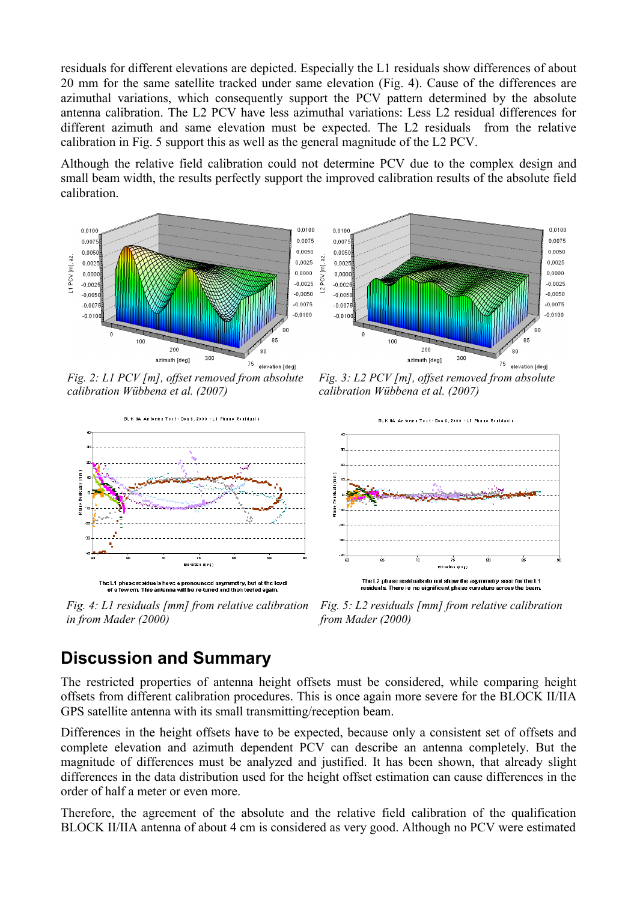residuals for different elevations are depicted. Especially the L1 residuals show differences of about 20 mm for the same satellite tracked under same elevation (Fig. 4). Cause of the differences are azimuthal variations, which consequently support the PCV pattern determined by the absolute antenna calibration. The L2 PCV have less azimuthal variations: Less L2 residual differences for different azimuth and same elevation must be expected. The L2 residuals from the relative calibration in Fig. 5 support this as well as the general magnitude of the L2 PCV.

Although the relative field calibration could not determine PCV due to the complex design and small beam width, the results perfectly support the improved calibration results of the absolute field calibration.

*Fig. 2: L1 PCV [m], offset removed from absolute calibration Wübbena et al. (2007)*

*Fig. 3: L2 PCV [m], offset removed from absolute calibration Wübbena et al. (2007)*

*Fig. 4: L1 residuals [mm] from relative calibration in from Mader (2000)*

*Fig. 5: L2 residuals [mm] from relative calibration from Mader (2000)*

## Discussion and Summary

The restricted properties of antenna height offsets must be considered, while comparing height offsets from different calibration procedures. This is once again more severe for the BLOCK II/IIA GPS satellite antenna with its small transmitting/reception beam.

Differences in the height offsets have to be expected, because only a consistent set of offsets and complete elevation and azimuth dependent PCV can describe an antenna completely. But the magnitude of differences must be analyzed and justified. It has been shown, that already slight differences in the data distribution used for the height offset estimation can cause differences in the order of half a meter or even more.

Therefore, the agreement of the absolute and the relative field calibration of the qualification BLOCK II/IIA antenna of about 4 cm is considered as very good. Although no PCV were estimated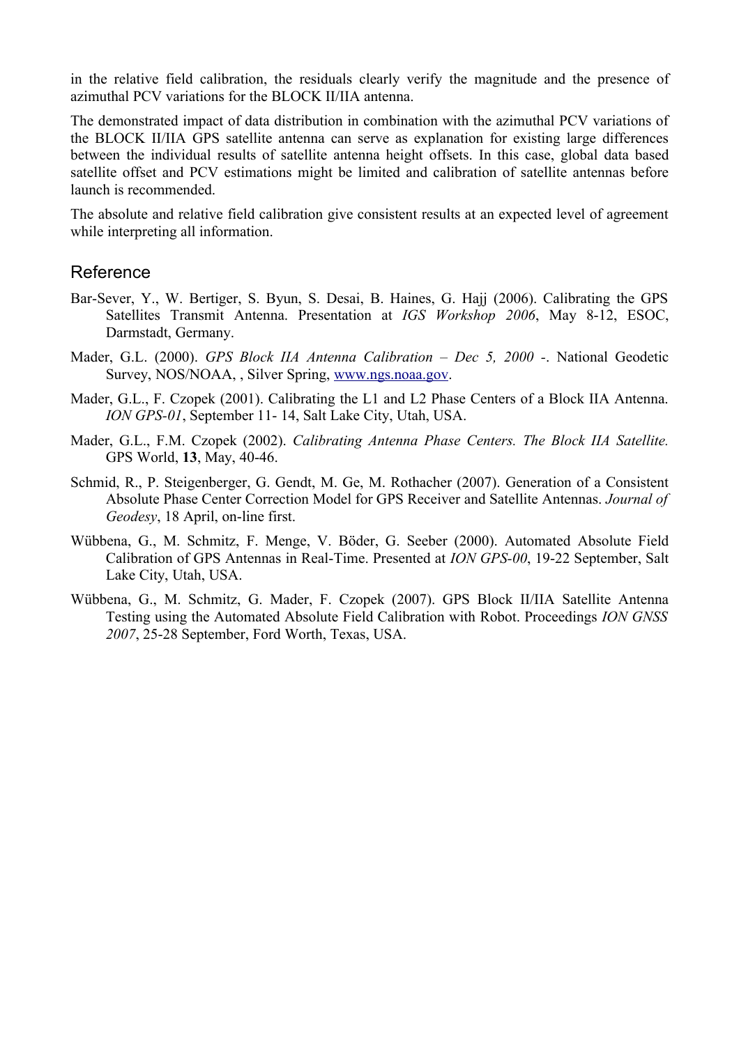in the relative field calibration, the residuals clearly verify the magnitude and the presence of azimuthal PCV variations for the BLOCK II/IIA antenna.

The demonstrated impact of data distribution in combination with the azimuthal PCV variations of the BLOCK II/IIA GPS satellite antenna can serve as explanation for existing large differences between the individual results of satellite antenna height offsets. In this case, global data based satellite offset and PCV estimations might be limited and calibration of satellite antennas before launch is recommended.

The absolute and relative field calibration give consistent results at an expected level of agreement while interpreting all information.

## Reference

Bar-Sever, Y., W. Bertiger, S. Byun, S. Desai, B. Haines, G. Hajj (2006). Calibrating the GPS Satellites Transmit Antenna. Presentation at *IGS Workshop 2006*, May 8-12, ESOC, Darmstadt, Germany.

Mader, G.L. (2000). *GPS Block IIA Antenna Calibration – Dec 5, 2000* -. National Geodetic Survey, NOS/NOAA, , Silver Spring, www.ngs.noaa.gov.

Mader, G.L., F. Czopek (2001). Calibrating the L1 and L2 Phase Centers of a Block IIA Antenna. *ION GPS-01*, September 11- 14, Salt Lake City, Utah, USA.

Mader, G.L., F.M. Czopek (2002). *Calibrating Antenna Phase Centers. The Block IIA Satellite.* GPS World, **13**, May, 40-46.

Schmid, R., P. Steigenberger, G. Gendt, M. Ge, M. Rothacher (2007). Generation of a Consistent Absolute Phase Center Correction Model for GPS Receiver and Satellite Antennas. *Journal of Geodesy*, 18 April, on-line first.

Wübbena, G., M. Schmitz, F. Menge, V. Böder, G. Seeber (2000). Automated Absolute Field Calibration of GPS Antennas in Real-Time. Presented at *ION GPS-00*, 19-22 September, Salt Lake City, Utah, USA.

Wübbena, G., M. Schmitz, G. Mader, F. Czopek (2007). GPS Block II/IIA Satellite Antenna Testing using the Automated Absolute Field Calibration with Robot. Proceedings *ION GNSS 2007*, 25-28 September, Ford Worth, Texas, USA.